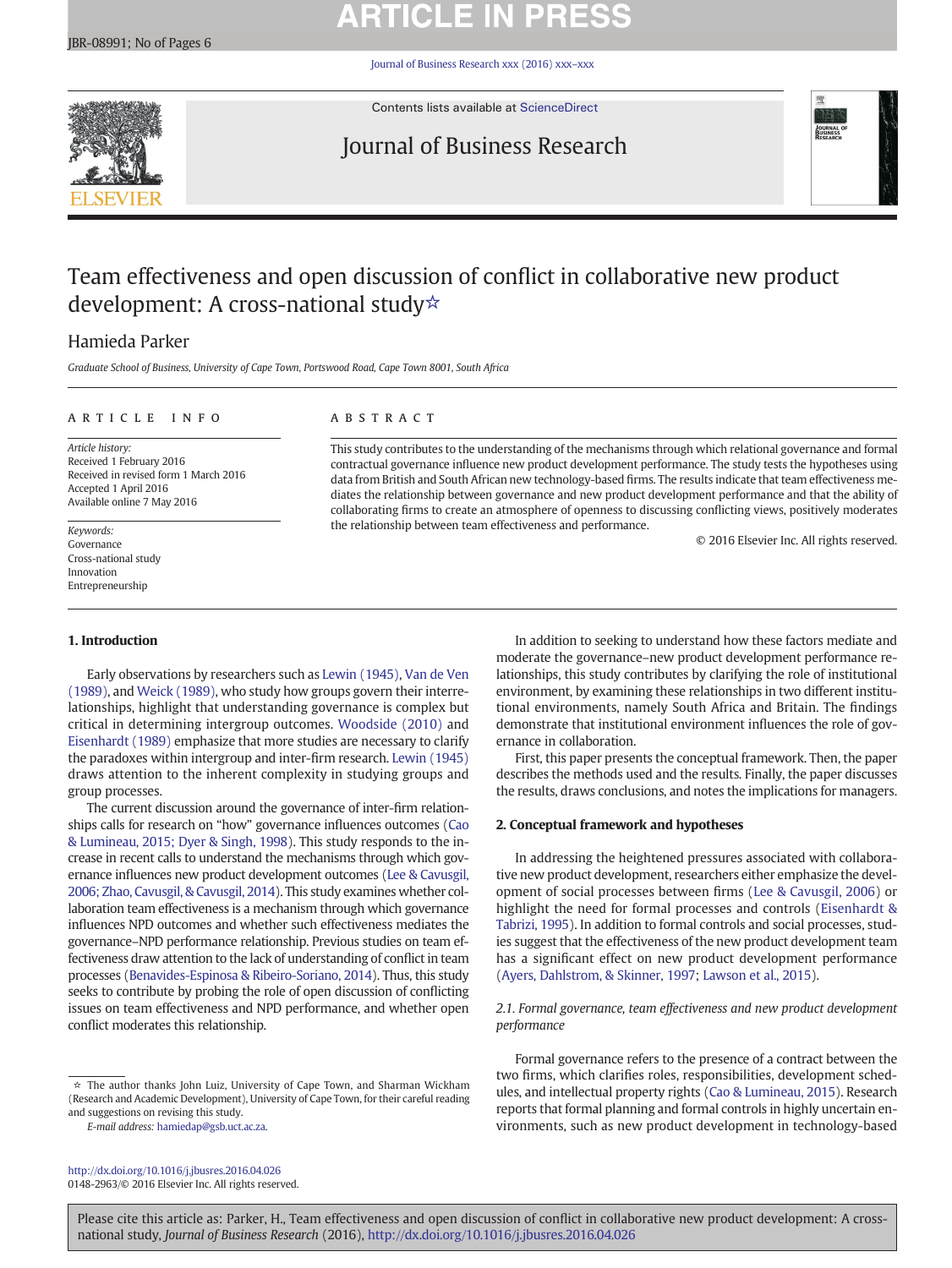# Team effectiveness and open discussion of conflict in collaborative new product development: A cross-national study☆

Hamieda Parker

*Graduate School of Business, University of Cape Town, Portswood Road, Cape Town 8001, South Africa*

**ARTICLE INFO**

*Article history:*
Received 1 February 2016
Received in revised form 1 March 2016
Accepted 1 April 2016
Available online 7 May 2016

*Keywords:*
Governance
Cross-national study
Innovation
Entrepreneurship

**ABSTRACT**

This study contributes to the understanding of the mechanisms through which relational governance and formal contractual governance influence new product development performance. The study tests the hypotheses using data from British and South African new technology-based firms. The results indicate that team effectiveness mediates the relationship between governance and new product development performance and that the ability of collaborating firms to create an atmosphere of openness to discussing conflicting views, positively moderates the relationship between team effectiveness and performance.

© 2016 Elsevier Inc. All rights reserved.

## 1. Introduction

Early observations by researchers such as Lewin (1945), Van de Ven (1989), and Weick (1989), who study how groups govern their interrelationships, highlight that understanding governance is complex but critical in determining intergroup outcomes. Woodside (2010) and Eisenhardt (1989) emphasize that more studies are necessary to clarify the paradoxes within intergroup and inter-firm research. Lewin (1945) draws attention to the inherent complexity in studying groups and group processes.

The current discussion around the governance of inter-firm relationships calls for research on "how" governance influences outcomes (Cao & Lumineau, 2015; Dyer & Singh, 1998). This study responds to the increase in recent calls to understand the mechanisms through which governance influences new product development outcomes (Lee & Cavusgil, 2006; Zhao, Cavusgil, & Cavusgil, 2014). This study examines whether collaboration team effectiveness is a mechanism through which governance influences NPD outcomes and whether such effectiveness mediates the governance–NPD performance relationship. Previous studies on team effectiveness draw attention to the lack of understanding of conflict in team processes (Benavides-Espinosa & Ribeiro-Soriano, 2014). Thus, this study seeks to contribute by probing the role of open discussion of conflicting issues on team effectiveness and NPD performance, and whether open conflict moderates this relationship.

In addition to seeking to understand how these factors mediate and moderate the governance–new product development performance relationships, this study contributes by clarifying the role of institutional environment, by examining these relationships in two different institutional environments, namely South Africa and Britain. The findings demonstrate that institutional environment influences the role of governance in collaboration.

First, this paper presents the conceptual framework. Then, the paper describes the methods used and the results. Finally, the paper discusses the results, draws conclusions, and notes the implications for managers.

## 2. Conceptual framework and hypotheses

In addressing the heightened pressures associated with collaborative new product development, researchers either emphasize the development of social processes between firms (Lee & Cavusgil, 2006) or highlight the need for formal processes and controls (Eisenhardt & Tabrizi, 1995). In addition to formal controls and social processes, studies suggest that the effectiveness of the new product development team has a significant effect on new product development performance (Ayers, Dahlstrom, & Skinner, 1997; Lawson et al., 2015).

### *2.1. Formal governance, team effectiveness and new product development performance*

Formal governance refers to the presence of a contract between the two firms, which clarifies roles, responsibilities, development schedules, and intellectual property rights (Cao & Lumineau, 2015). Research reports that formal planning and formal controls in highly uncertain environments, such as new product development in technology-based

☆ The author thanks John Luiz, University of Cape Town, and Sharman Wickham (Research and Academic Development), University of Cape Town, for their careful reading and suggestions on revising this study.

*E-mail address:* hamiedap@gsb.uct.ac.za.

http://dx.doi.org/10.1016/j.jbusres.2016.04.026
0148-2963/© 2016 Elsevier Inc. All rights reserved.

Please cite this article as: Parker, H., Team effectiveness and open discussion of conflict in collaborative new product development: A cross-national study, *Journal of Business Research* (2016), http://dx.doi.org/10.1016/j.jbusres.2016.04.026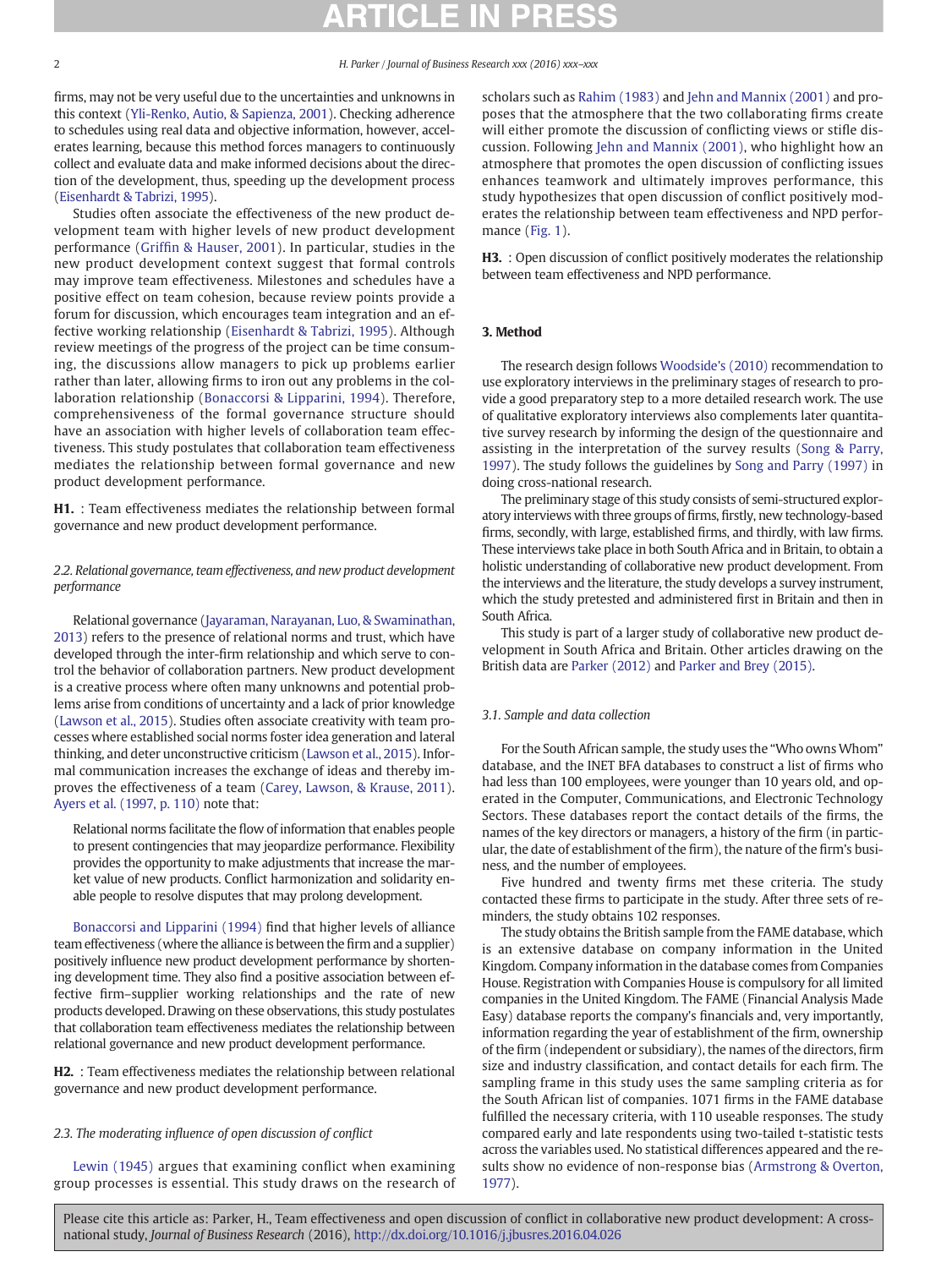firms, may not be very useful due to the uncertainties and unknowns in this context (Yli-Renko, Autio, & Sapienza, 2001). Checking adherence to schedules using real data and objective information, however, accelerates learning, because this method forces managers to continuously collect and evaluate data and make informed decisions about the direction of the development, thus, speeding up the development process (Eisenhardt & Tabrizi, 1995).

Studies often associate the effectiveness of the new product development team with higher levels of new product development performance (Griffin & Hauser, 2001). In particular, studies in the new product development context suggest that formal controls may improve team effectiveness. Milestones and schedules have a positive effect on team cohesion, because review points provide a forum for discussion, which encourages team integration and an effective working relationship (Eisenhardt & Tabrizi, 1995). Although review meetings of the progress of the project can be time consuming, the discussions allow managers to pick up problems earlier rather than later, allowing firms to iron out any problems in the collaboration relationship (Bonaccorsi & Lipparini, 1994). Therefore, comprehensiveness of the formal governance structure should have an association with higher levels of collaboration team effectiveness. This study postulates that collaboration team effectiveness mediates the relationship between formal governance and new product development performance.

**H1.** : Team effectiveness mediates the relationship between formal governance and new product development performance.

### 2.2. Relational governance, team effectiveness, and new product development performance

Relational governance (Jayaraman, Narayanan, Luo, & Swaminathan, 2013) refers to the presence of relational norms and trust, which have developed through the inter-firm relationship and which serve to control the behavior of collaboration partners. New product development is a creative process where often many unknowns and potential problems arise from conditions of uncertainty and a lack of prior knowledge (Lawson et al., 2015). Studies often associate creativity with team processes where established social norms foster idea generation and lateral thinking, and deter unconstructive criticism (Lawson et al., 2015). Informal communication increases the exchange of ideas and thereby improves the effectiveness of a team (Carey, Lawson, & Krause, 2011). Ayers et al. (1997, p. 110) note that:

> Relational norms facilitate the flow of information that enables people to present contingencies that may jeopardize performance. Flexibility provides the opportunity to make adjustments that increase the market value of new products. Conflict harmonization and solidarity enable people to resolve disputes that may prolong development.

Bonaccorsi and Lipparini (1994) find that higher levels of alliance team effectiveness (where the alliance is between the firm and a supplier) positively influence new product development performance by shortening development time. They also find a positive association between effective firm–supplier working relationships and the rate of new products developed. Drawing on these observations, this study postulates that collaboration team effectiveness mediates the relationship between relational governance and new product development performance.

**H2.** : Team effectiveness mediates the relationship between relational governance and new product development performance.

### 2.3. The moderating influence of open discussion of conflict

Lewin (1945) argues that examining conflict when examining group processes is essential. This study draws on the research of scholars such as Rahim (1983) and Jehn and Mannix (2001) and proposes that the atmosphere that the two collaborating firms create will either promote the discussion of conflicting views or stifle discussion. Following Jehn and Mannix (2001), who highlight how an atmosphere that promotes the open discussion of conflicting issues enhances teamwork and ultimately improves performance, this study hypothesizes that open discussion of conflict positively moderates the relationship between team effectiveness and NPD performance (Fig. 1).

**H3.** : Open discussion of conflict positively moderates the relationship between team effectiveness and NPD performance.

## 3. Method

The research design follows Woodside's (2010) recommendation to use exploratory interviews in the preliminary stages of research to provide a good preparatory step to a more detailed research work. The use of qualitative exploratory interviews also complements later quantitative survey research by informing the design of the questionnaire and assisting in the interpretation of the survey results (Song & Parry, 1997). The study follows the guidelines by Song and Parry (1997) in doing cross-national research.

The preliminary stage of this study consists of semi-structured exploratory interviews with three groups of firms, firstly, new technology-based firms, secondly, with large, established firms, and thirdly, with law firms. These interviews take place in both South Africa and in Britain, to obtain a holistic understanding of collaborative new product development. From the interviews and the literature, the study develops a survey instrument, which the study pretested and administered first in Britain and then in South Africa.

This study is part of a larger study of collaborative new product development in South Africa and Britain. Other articles drawing on the British data are Parker (2012) and Parker and Brey (2015).

### 3.1. Sample and data collection

For the South African sample, the study uses the "Who owns Whom" database, and the INET BFA databases to construct a list of firms who had less than 100 employees, were younger than 10 years old, and operated in the Computer, Communications, and Electronic Technology Sectors. These databases report the contact details of the firms, the names of the key directors or managers, a history of the firm (in particular, the date of establishment of the firm), the nature of the firm's business, and the number of employees.

Five hundred and twenty firms met these criteria. The study contacted these firms to participate in the study. After three sets of reminders, the study obtains 102 responses.

The study obtains the British sample from the FAME database, which is an extensive database on company information in the United Kingdom. Company information in the database comes from Companies House. Registration with Companies House is compulsory for all limited companies in the United Kingdom. The FAME (Financial Analysis Made Easy) database reports the company's financials and, very importantly, information regarding the year of establishment of the firm, ownership of the firm (independent or subsidiary), the names of the directors, firm size and industry classification, and contact details for each firm. The sampling frame in this study uses the same sampling criteria as for the South African list of companies. 1071 firms in the FAME database fulfilled the necessary criteria, with 110 useable responses. The study compared early and late respondents using two-tailed t-statistic tests across the variables used. No statistical differences appeared and the results show no evidence of non-response bias (Armstrong & Overton, 1977).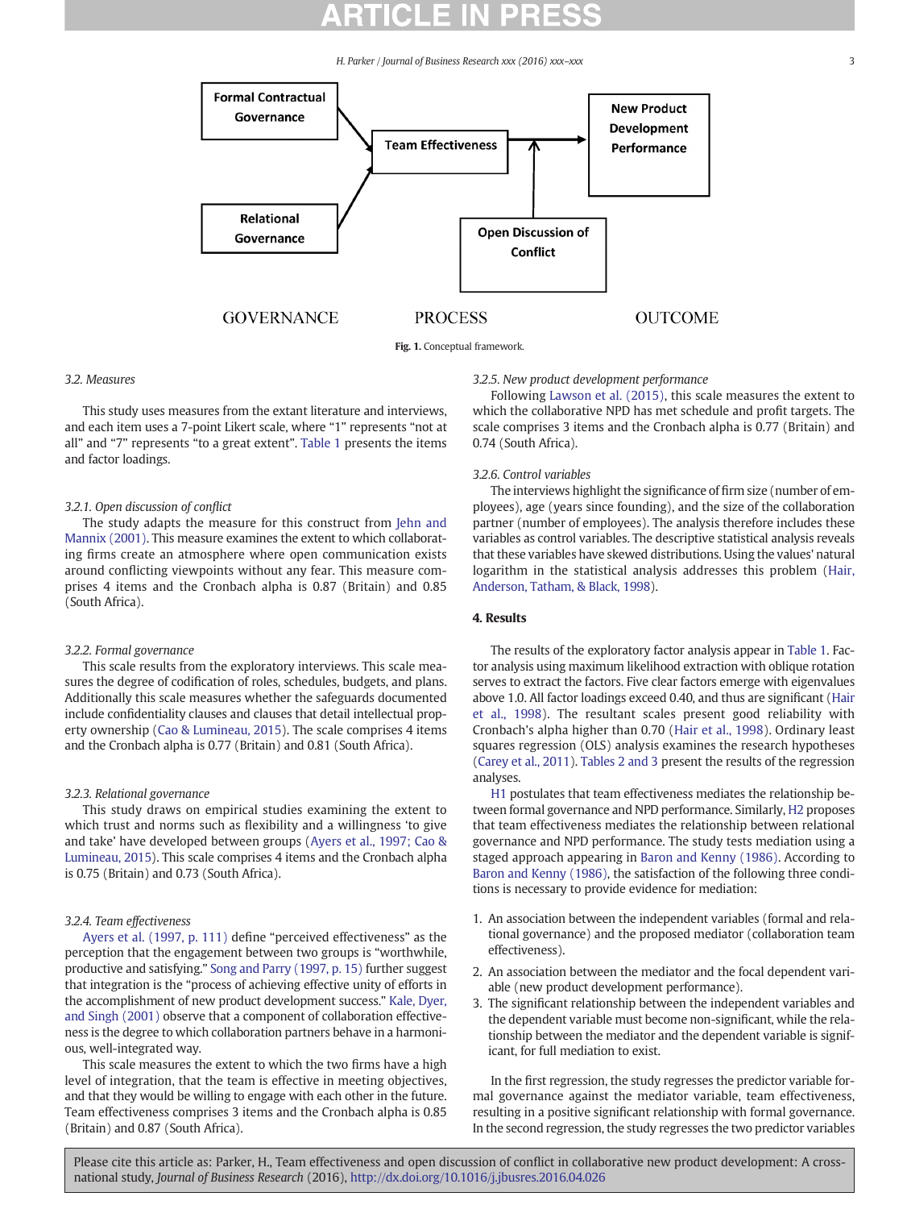Fig. 1. Conceptual framework.

### 3.2. Measures

This study uses measures from the extant literature and interviews, and each item uses a 7-point Likert scale, where "1" represents "not at all" and "7" represents "to a great extent". Table 1 presents the items and factor loadings.

#### 3.2.1. Open discussion of conflict

The study adapts the measure for this construct from Jehn and Mannix (2001). This measure examines the extent to which collaborating firms create an atmosphere where open communication exists around conflicting viewpoints without any fear. This measure comprises 4 items and the Cronbach alpha is 0.87 (Britain) and 0.85 (South Africa).

#### 3.2.2. Formal governance

This scale results from the exploratory interviews. This scale measures the degree of codification of roles, schedules, budgets, and plans. Additionally this scale measures whether the safeguards documented include confidentiality clauses and clauses that detail intellectual property ownership (Cao & Lumineau, 2015). The scale comprises 4 items and the Cronbach alpha is 0.77 (Britain) and 0.81 (South Africa).

#### 3.2.3. Relational governance

This study draws on empirical studies examining the extent to which trust and norms such as flexibility and a willingness 'to give and take' have developed between groups (Ayers et al., 1997; Cao & Lumineau, 2015). This scale comprises 4 items and the Cronbach alpha is 0.75 (Britain) and 0.73 (South Africa).

#### 3.2.4. Team effectiveness

Ayers et al. (1997, p. 111) define "perceived effectiveness" as the perception that the engagement between two groups is "worthwhile, productive and satisfying." Song and Parry (1997, p. 15) further suggest that integration is the "process of achieving effective unity of efforts in the accomplishment of new product development success." Kale, Dyer, and Singh (2001) observe that a component of collaboration effectiveness is the degree to which collaboration partners behave in a harmonious, well-integrated way.

This scale measures the extent to which the two firms have a high level of integration, that the team is effective in meeting objectives, and that they would be willing to engage with each other in the future. Team effectiveness comprises 3 items and the Cronbach alpha is 0.85 (Britain) and 0.87 (South Africa).

#### 3.2.5. New product development performance

Following Lawson et al. (2015), this scale measures the extent to which the collaborative NPD has met schedule and profit targets. The scale comprises 3 items and the Cronbach alpha is 0.77 (Britain) and 0.74 (South Africa).

#### 3.2.6. Control variables

The interviews highlight the significance of firm size (number of employees), age (years since founding), and the size of the collaboration partner (number of employees). The analysis therefore includes these variables as control variables. The descriptive statistical analysis reveals that these variables have skewed distributions. Using the values' natural logarithm in the statistical analysis addresses this problem (Hair, Anderson, Tatham, & Black, 1998).

## 4. Results

The results of the exploratory factor analysis appear in Table 1. Factor analysis using maximum likelihood extraction with oblique rotation serves to extract the factors. Five clear factors emerge with eigenvalues above 1.0. All factor loadings exceed 0.40, and thus are significant (Hair et al., 1998). The resultant scales present good reliability with Cronbach's alpha higher than 0.70 (Hair et al., 1998). Ordinary least squares regression (OLS) analysis examines the research hypotheses (Carey et al., 2011). Tables 2 and 3 present the results of the regression analyses.

H1 postulates that team effectiveness mediates the relationship between formal governance and NPD performance. Similarly, H2 proposes that team effectiveness mediates the relationship between relational governance and NPD performance. The study tests mediation using a staged approach appearing in Baron and Kenny (1986). According to Baron and Kenny (1986), the satisfaction of the following three conditions is necessary to provide evidence for mediation:

1. An association between the independent variables (formal and relational governance) and the proposed mediator (collaboration team effectiveness).
2. An association between the mediator and the focal dependent variable (new product development performance).
3. The significant relationship between the independent variables and the dependent variable must become non-significant, while the relationship between the mediator and the dependent variable is significant, for full mediation to exist.

In the first regression, the study regresses the predictor variable formal governance against the mediator variable, team effectiveness, resulting in a positive significant relationship with formal governance. In the second regression, the study regresses the two predictor variables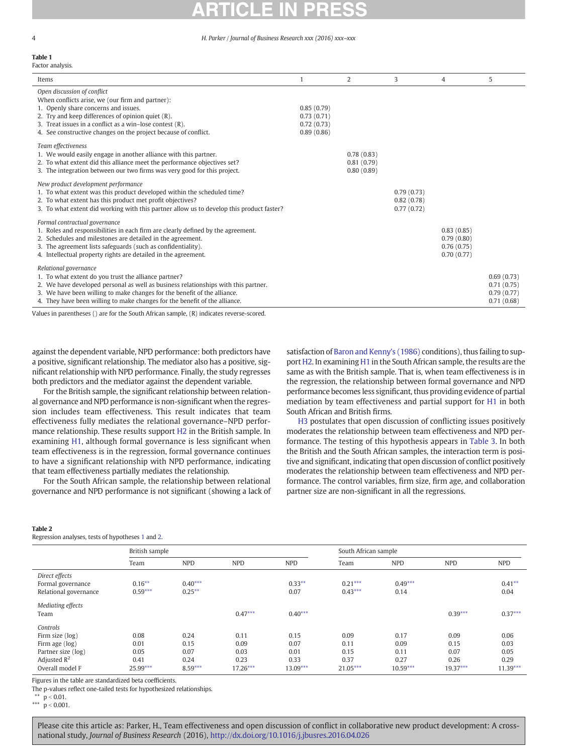**Table 1**
Factor analysis.

| Items | 1 | 2 | 3 | 4 | 5 |
|---|---|---|---|---|---|
| *Open discussion of conflict* | | | | | |
| When conflicts arise, we (our firm and partner): | | | | | |
| 1. Openly share concerns and issues. | 0.85 (0.79) | | | | |
| 2. Try and keep differences of opinion quiet (R). | 0.73 (0.71) | | | | |
| 3. Treat issues in a conflict as a win–lose contest (R). | 0.72 (0.73) | | | | |
| 4. See constructive changes on the project because of conflict. | 0.89 (0.86) | | | | |
| *Team effectiveness* | | | | | |
| 1. We would easily engage in another alliance with this partner. | | 0.78 (0.83) | | | |
| 2. To what extent did this alliance meet the performance objectives set? | | 0.81 (0.79) | | | |
| 3. The integration between our two firms was very good for this project. | | 0.80 (0.89) | | | |
| *New product development performance* | | | | | |
| 1. To what extent was this product developed within the scheduled time? | | | 0.79 (0.73) | | |
| 2. To what extent has this product met profit objectives? | | | 0.82 (0.78) | | |
| 3. To what extent did working with this partner allow us to develop this product faster? | | | 0.77 (0.72) | | |
| *Formal contractual governance* | | | | | |
| 1. Roles and responsibilities in each firm are clearly defined by the agreement. | | | | 0.83 (0.85) | |
| 2. Schedules and milestones are detailed in the agreement. | | | | 0.79 (0.80) | |
| 3. The agreement lists safeguards (such as confidentiality). | | | | 0.76 (0.75) | |
| 4. Intellectual property rights are detailed in the agreement. | | | | 0.70 (0.77) | |
| *Relational governance* | | | | | |
| 1. To what extent do you trust the alliance partner? | | | | | 0.69 (0.73) |
| 2. We have developed personal as well as business relationships with this partner. | | | | | 0.71 (0.75) |
| 3. We have been willing to make changes for the benefit of the alliance. | | | | | 0.79 (0.77) |
| 4. They have been willing to make changes for the benefit of the alliance. | | | | | 0.71 (0.68) |

Values in parentheses () are for the South African sample, (R) indicates reverse-scored.

against the dependent variable, NPD performance: both predictors have a positive, significant relationship. The mediator also has a positive, significant relationship with NPD performance. Finally, the study regresses both predictors and the mediator against the dependent variable.

For the British sample, the significant relationship between relational governance and NPD performance is non-significant when the regression includes team effectiveness. This result indicates that team effectiveness fully mediates the relational governance–NPD performance relationship. These results support H2 in the British sample. In examining H1, although formal governance is less significant when team effectiveness is in the regression, formal governance continues to have a significant relationship with NPD performance, indicating that team effectiveness partially mediates the relationship.

For the South African sample, the relationship between relational governance and NPD performance is not significant (showing a lack of satisfaction of Baron and Kenny's (1986) conditions), thus failing to support H2. In examining H1 in the South African sample, the results are the same as with the British sample. That is, when team effectiveness is in the regression, the relationship between formal governance and NPD performance becomes less significant, thus providing evidence of partial mediation by team effectiveness and partial support for H1 in both South African and British firms.

H3 postulates that open discussion of conflicting issues positively moderates the relationship between team effectiveness and NPD performance. The testing of this hypothesis appears in Table 3. In both the British and the South African samples, the interaction term is positive and significant, indicating that open discussion of conflict positively moderates the relationship between team effectiveness and NPD performance. The control variables, firm size, firm age, and collaboration partner size are non-significant in all the regressions.

**Table 2**
Regression analyses, tests of hypotheses 1 and 2.

| | British sample | | | | South African sample | | | |
|---|---|---|---|---|---|---|---|---|
| | Team | NPD | NPD | NPD | Team | NPD | NPD | NPD |
| *Direct effects* | | | | | | | | |
| Formal governance | 0.16** | 0.40*** | | 0.33** | 0.21*** | 0.49*** | | 0.41** |
| Relational governance | 0.59*** | 0.25** | | 0.07 | 0.43*** | 0.14 | | 0.04 |
| *Mediating effects* | | | | | | | | |
| Team | | | 0.47*** | 0.40*** | | | 0.39*** | 0.37*** |
| *Controls* | | | | | | | | |
| Firm size (log) | 0.08 | 0.24 | 0.11 | 0.15 | 0.09 | 0.17 | 0.09 | 0.06 |
| Firm age (log) | 0.01 | 0.15 | 0.09 | 0.07 | 0.11 | 0.09 | 0.15 | 0.03 |
| Partner size (log) | 0.05 | 0.07 | 0.03 | 0.01 | 0.15 | 0.11 | 0.07 | 0.05 |
| Adjusted $R^2$ | 0.41 | 0.24 | 0.23 | 0.33 | 0.37 | 0.27 | 0.26 | 0.29 |
| Overall model F | 25.99*** | 8.59*** | 17.26*** | 13.09*** | 21.05*** | 10.59*** | 19.37*** | 11.39*** |

Figures in the table are standardized beta coefficients.
The p-values reflect one-tailed tests for hypothesized relationships.
** $p < 0.01$.
*** $p < 0.001$.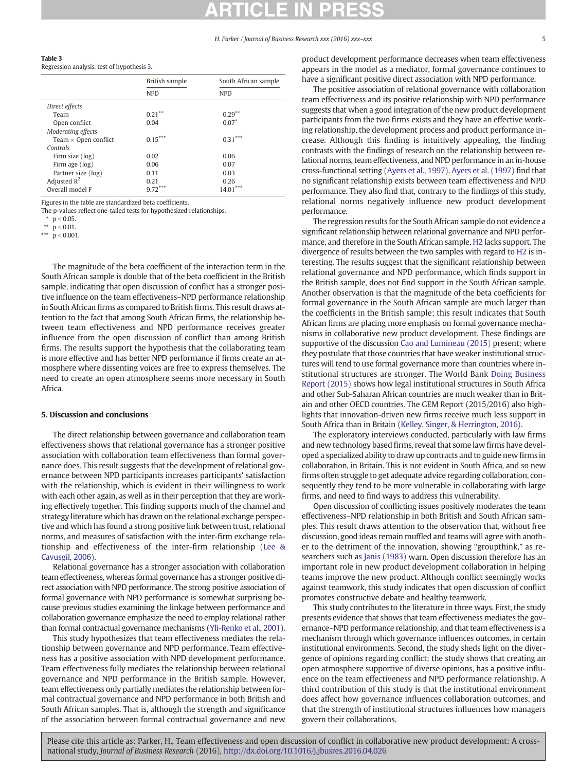**Table 3**
Regression analysis, test of hypothesis 3.

| | British sample | South African sample |
|---|---|---|
| | NPD | NPD |
| *Direct effects* | | |
| Team | 0.21** | 0.29** |
| Open conflict | 0.04 | 0.07* |
| *Moderating effects* | | |
| Team × Open conflict | 0.15*** | 0.31*** |
| *Controls* | | |
| Firm size (log) | 0.02 | 0.06 |
| Firm age (log) | 0.06 | 0.07 |
| Partner size (log) | 0.11 | 0.03 |
| Adjusted $R^2$ | 0.21 | 0.26 |
| Overall model F | 9.72*** | 14.01*** |

Figures in the table are standardized beta coefficients.
The p-values reflect one-tailed tests for hypothesized relationships.
* $p < 0.05$.
** $p < 0.01$.
*** $p < 0.001$.

The magnitude of the beta coefficient of the interaction term in the South African sample is double that of the beta coefficient in the British sample, indicating that open discussion of conflict has a stronger positive influence on the team effectiveness–NPD performance relationship in South African firms as compared to British firms. This result draws attention to the fact that among South African firms, the relationship between team effectiveness and NPD performance receives greater influence from the open discussion of conflict than among British firms. The results support the hypothesis that the collaborating team is more effective and has better NPD performance if firms create an atmosphere where dissenting voices are free to express themselves. The need to create an open atmosphere seems more necessary in South Africa.

## 5. Discussion and conclusions

The direct relationship between governance and collaboration team effectiveness shows that relational governance has a stronger positive association with collaboration team effectiveness than formal governance does. This result suggests that the development of relational governance between NPD participants increases participants' satisfaction with the relationship, which is evident in their willingness to work with each other again, as well as in their perception that they are working effectively together. This finding supports much of the channel and strategy literature which has drawn on the relational exchange perspective and which has found a strong positive link between trust, relational norms, and measures of satisfaction with the inter-firm exchange relationship and effectiveness of the inter-firm relationship (Lee & Cavusgil, 2006).

Relational governance has a stronger association with collaboration team effectiveness, whereas formal governance has a stronger positive direct association with NPD performance. The strong positive association of formal governance with NPD performance is somewhat surprising because previous studies examining the linkage between performance and collaboration governance emphasize the need to employ relational rather than formal contractual governance mechanisms (Yli-Renko et al., 2001).

This study hypothesizes that team effectiveness mediates the relationship between governance and NPD performance. Team effectiveness has a positive association with NPD development performance. Team effectiveness fully mediates the relationship between relational governance and NPD performance in the British sample. However, team effectiveness only partially mediates the relationship between formal contractual governance and NPD performance in both British and South African samples. That is, although the strength and significance of the association between formal contractual governance and new product development performance decreases when team effectiveness appears in the model as a mediator, formal governance continues to have a significant positive direct association with NPD performance.

The positive association of relational governance with collaboration team effectiveness and its positive relationship with NPD performance suggests that when a good integration of the new product development participants from the two firms exists and they have an effective working relationship, the development process and product performance increase. Although this finding is intuitively appealing, the finding contrasts with the findings of research on the relationship between relational norms, team effectiveness, and NPD performance in an in-house cross-functional setting (Ayers et al., 1997). Ayers et al. (1997) find that no significant relationship exists between team effectiveness and NPD performance. They also find that, contrary to the findings of this study, relational norms negatively influence new product development performance.

The regression results for the South African sample do not evidence a significant relationship between relational governance and NPD performance, and therefore in the South African sample, H2 lacks support. The divergence of results between the two samples with regard to H2 is interesting. The results suggest that the significant relationship between relational governance and NPD performance, which finds support in the British sample, does not find support in the South African sample. Another observation is that the magnitude of the beta coefficients for formal governance in the South African sample are much larger than the coefficients in the British sample; this result indicates that South African firms are placing more emphasis on formal governance mechanisms in collaborative new product development. These findings are supportive of the discussion Cao and Lumineau (2015) present; where they postulate that those countries that have weaker institutional structures will tend to use formal governance more than countries where institutional structures are stronger. The World Bank Doing Business Report (2015) shows how legal institutional structures in South Africa and other Sub-Saharan African countries are much weaker than in Britain and other OECD countries. The GEM Report (2015/2016) also highlights that innovation-driven new firms receive much less support in South Africa than in Britain (Kelley, Singer, & Herrington, 2016).

The exploratory interviews conducted, particularly with law firms and new technology based firms, reveal that some law firms have developed a specialized ability to draw up contracts and to guide new firms in collaboration, in Britain. This is not evident in South Africa, and so new firms often struggle to get adequate advice regarding collaboration, consequently they tend to be more vulnerable in collaborating with large firms, and need to find ways to address this vulnerability.

Open discussion of conflicting issues positively moderates the team effectiveness–NPD relationship in both British and South African samples. This result draws attention to the observation that, without free discussion, good ideas remain muffled and teams will agree with another to the detriment of the innovation, showing "groupthink," as researchers such as Janis (1983) warn. Open discussion therefore has an important role in new product development collaboration in helping teams improve the new product. Although conflict seemingly works against teamwork, this study indicates that open discussion of conflict promotes constructive debate and healthy teamwork.

This study contributes to the literature in three ways. First, the study presents evidence that shows that team effectiveness mediates the governance–NPD performance relationship, and that team effectiveness is a mechanism through which governance influences outcomes, in certain institutional environments. Second, the study sheds light on the divergence of opinions regarding conflict; the study shows that creating an open atmosphere supportive of diverse opinions, has a positive influence on the team effectiveness and NPD performance relationship. A third contribution of this study is that the institutional environment does affect how governance influences collaboration outcomes, and that the strength of institutional structures influences how managers govern their collaborations.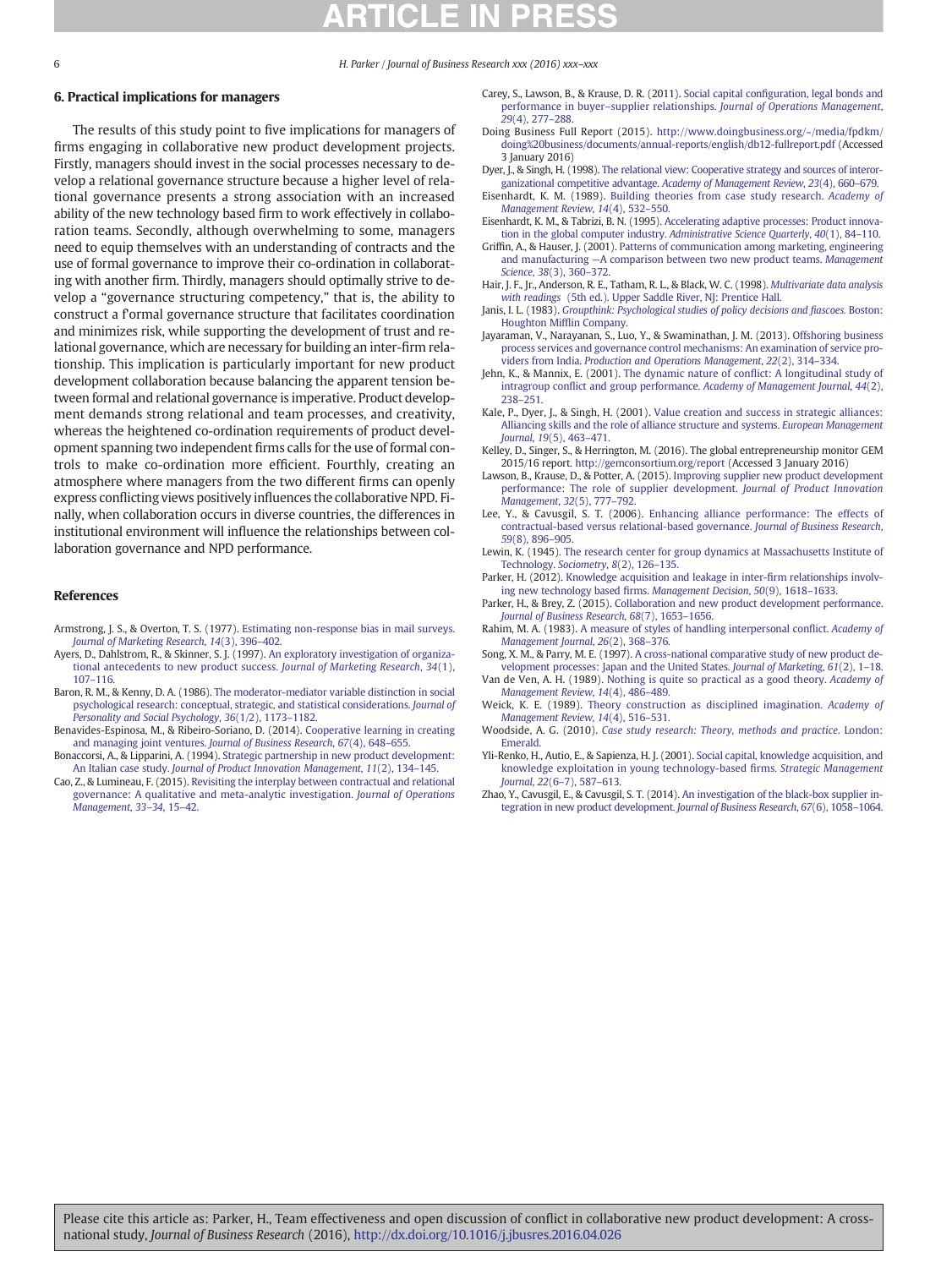## 6. Practical implications for managers

The results of this study point to five implications for managers of firms engaging in collaborative new product development projects. Firstly, managers should invest in the social processes necessary to develop a relational governance structure because a higher level of relational governance presents a strong association with an increased ability of the new technology based firm to work effectively in collaboration teams. Secondly, although overwhelming to some, managers need to equip themselves with an understanding of contracts and the use of formal governance to improve their co-ordination in collaborating with another firm. Thirdly, managers should optimally strive to develop a "governance structuring competency," that is, the ability to construct a f'ormal governance structure that facilitates coordination and minimizes risk, while supporting the development of trust and relational governance, which are necessary for building an inter-firm relationship. This implication is particularly important for new product development collaboration because balancing the apparent tension between formal and relational governance is imperative. Product development demands strong relational and team processes, and creativity, whereas the heightened co-ordination requirements of product development spanning two independent firms calls for the use of formal controls to make co-ordination more efficient. Fourthly, creating an atmosphere where managers from the two different firms can openly express conflicting views positively influences the collaborative NPD. Finally, when collaboration occurs in diverse countries, the differences in institutional environment will influence the relationships between collaboration governance and NPD performance.

## References

Armstrong, J. S., & Overton, T. S. (1977). Estimating non-response bias in mail surveys. *Journal of Marketing Research*, *14*(3), 396–402.

Ayers, D., Dahlstrom, R., & Skinner, S. J. (1997). An exploratory investigation of organizational antecedents to new product success. *Journal of Marketing Research*, *34*(1), 107–116.

Baron, R. M., & Kenny, D. A. (1986). The moderator-mediator variable distinction in social psychological research: conceptual, strategic, and statistical considerations. *Journal of Personality and Social Psychology*, *36*(1/2), 1173–1182.

Benavides-Espinosa, M., & Ribeiro-Soriano, D. (2014). Cooperative learning in creating and managing joint ventures. *Journal of Business Research*, *67*(4), 648–655.

Bonaccorsi, A., & Lipparini, A. (1994). Strategic partnership in new product development: An Italian case study. *Journal of Product Innovation Management*, *11*(2), 134–145.

Cao, Z., & Lumineau, F. (2015). Revisiting the interplay between contractual and relational governance: A qualitative and meta-analytic investigation. *Journal of Operations Management*, *33–34*, 15–42.

Carey, S., Lawson, B., & Krause, D. R. (2011). Social capital configuration, legal bonds and performance in buyer–supplier relationships. *Journal of Operations Management*, *29*(4), 277–288.

Doing Business Full Report (2015). http://www.doingbusiness.org/~/media/fpdkm/doing%20business/documents/annual-reports/english/db12-fullreport.pdf (Accessed 3 January 2016)

Dyer, J., & Singh, H. (1998). The relational view: Cooperative strategy and sources of interorganizational competitive advantage. *Academy of Management Review*, *23*(4), 660–679.

Eisenhardt, K. M. (1989). Building theories from case study research. *Academy of Management Review*, *14*(4), 532–550.

Eisenhardt, K. M., & Tabrizi, B. N. (1995). Accelerating adaptive processes: Product innovation in the global computer industry. *Administrative Science Quarterly*, *40*(1), 84–110.

Griffin, A., & Hauser, J. (2001). Patterns of communication among marketing, engineering and manufacturing —A comparison between two new product teams. *Management Science*, *38*(3), 360–372.

Hair, J. F., Jr., Anderson, R. E., Tatham, R. L., & Black, W. C. (1998). *Multivariate data analysis with readings* (5th ed.). Upper Saddle River, NJ: Prentice Hall.

Janis, I. L. (1983). *Groupthink: Psychological studies of policy decisions and fiascoes*. Boston: Houghton Mifflin Company.

Jayaraman, V., Narayanan, S., Luo, Y., & Swaminathan, J. M. (2013). Offshoring business process services and governance control mechanisms: An examination of service providers from India. *Production and Operations Management*, *22*(2), 314–334.

Jehn, K., & Mannix, E. (2001). The dynamic nature of conflict: A longitudinal study of intragroup conflict and group performance. *Academy of Management Journal*, *44*(2), 238–251.

Kale, P., Dyer, J., & Singh, H. (2001). Value creation and success in strategic alliances: Alliancing skills and the role of alliance structure and systems. *European Management Journal*, *19*(5), 463–471.

Kelley, D., Singer, S., & Herrington, M. (2016). The global entrepreneurship monitor GEM 2015/16 report. http://gemconsortium.org/report (Accessed 3 January 2016)

Lawson, B., Krause, D., & Potter, A. (2015). Improving supplier new product development performance: The role of supplier development. *Journal of Product Innovation Management*, *32*(5), 777–792.

Lee, Y., & Cavusgil, S. T. (2006). Enhancing alliance performance: The effects of contractual-based versus relational-based governance. *Journal of Business Research*, *59*(8), 896–905.

Lewin, K. (1945). The research center for group dynamics at Massachusetts Institute of Technology. *Sociometry*, *8*(2), 126–135.

Parker, H. (2012). Knowledge acquisition and leakage in inter-firm relationships involving new technology based firms. *Management Decision*, *50*(9), 1618–1633.

Parker, H., & Brey, Z. (2015). Collaboration and new product development performance. *Journal of Business Research*, *68*(7), 1653–1656.

Rahim, M. A. (1983). A measure of styles of handling interpersonal conflict. *Academy of Management Journal*, *26*(2), 368–376.

Song, X. M., & Parry, M. E. (1997). A cross-national comparative study of new product development processes: Japan and the United States. *Journal of Marketing*, *61*(2), 1–18.

Van de Ven, A. H. (1989). Nothing is quite so practical as a good theory. *Academy of Management Review*, *14*(4), 486–489.

Weick, K. E. (1989). Theory construction as disciplined imagination. *Academy of Management Review*, *14*(4), 516–531.

Woodside, A. G. (2010). *Case study research: Theory, methods and practice*. London: Emerald.

Yli-Renko, H., Autio, E., & Sapienza, H. J. (2001). Social capital, knowledge acquisition, and knowledge exploitation in young technology-based firms. *Strategic Management Journal*, *22*(6–7), 587–613.

Zhao, Y., Cavusgil, E., & Cavusgil, S. T. (2014). An investigation of the black-box supplier integration in new product development. *Journal of Business Research*, *67*(6), 1058–1064.